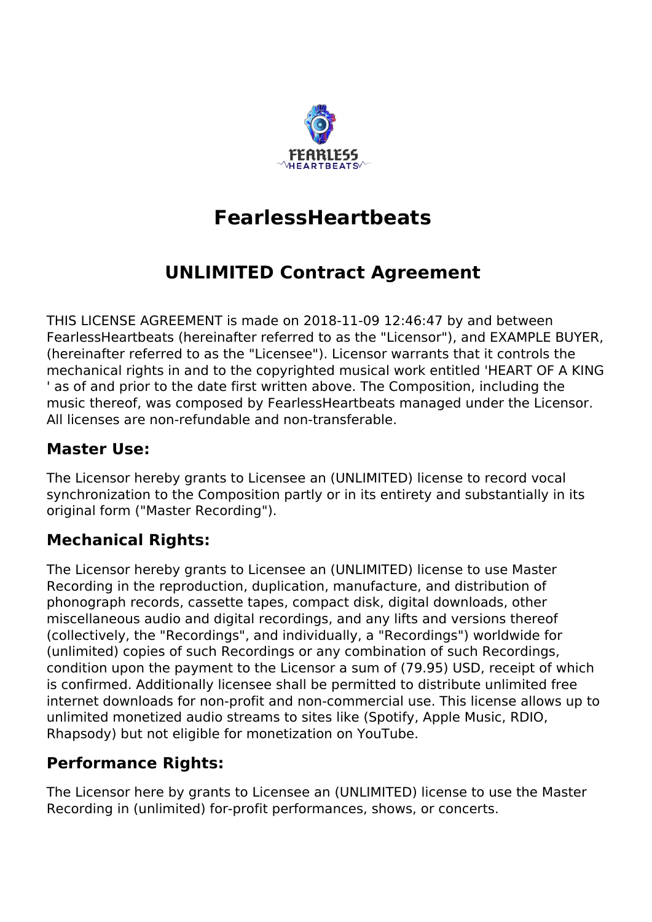# FearlessHeartbeats

## UNLIMITED Contract Agreement

THIS LICENSE AGREEMENT is made on 2018-11-09 12:46:47 by and between FearlessHeartbeats (hereinafter referred to as the "Licensor"), and EXAMPLE BUYER, (hereinafter referred to as the "Licensee"). Licensor warrants that it controls the mechanical rights in and to the copyrighted musical work entitled 'HEART OF A KING ' as of and prior to the date first written above. The Composition, including the music thereof, was composed by FearlessHeartbeats managed under the Licensor. All licenses are non-refundable and non-transferable.

### Master Use:

The Licensor hereby grants to Licensee an (UNLIMITED) license to record vocal synchronization to the Composition partly or in its entirety and substantially in its original form ("Master Recording").

### Mechanical Rights:

The Licensor hereby grants to Licensee an (UNLIMITED) license to use Master Recording in the reproduction, duplication, manufacture, and distribution of phonograph records, cassette tapes, compact disk, digital downloads, other miscellaneous audio and digital recordings, and any lifts and versions thereof (collectively, the "Recordings", and individually, a "Recordings") worldwide for (unlimited) copies of such Recordings or any combination of such Recordings, condition upon the payment to the Licensor a sum of (79.95) USD, receipt of which is confirmed. Additionally licensee shall be permitted to distribute unlimited free internet downloads for non-profit and non-commercial use. This license allows up to unlimited monetized audio streams to sites like (Spotify, Apple Music, RDIO, Rhapsody) but not eligible for monetization on YouTube.

### Performance Rights:

The Licensor here by grants to Licensee an (UNLIMITED) license to use the Master Recording in (unlimited) for-profit performances, shows, or concerts.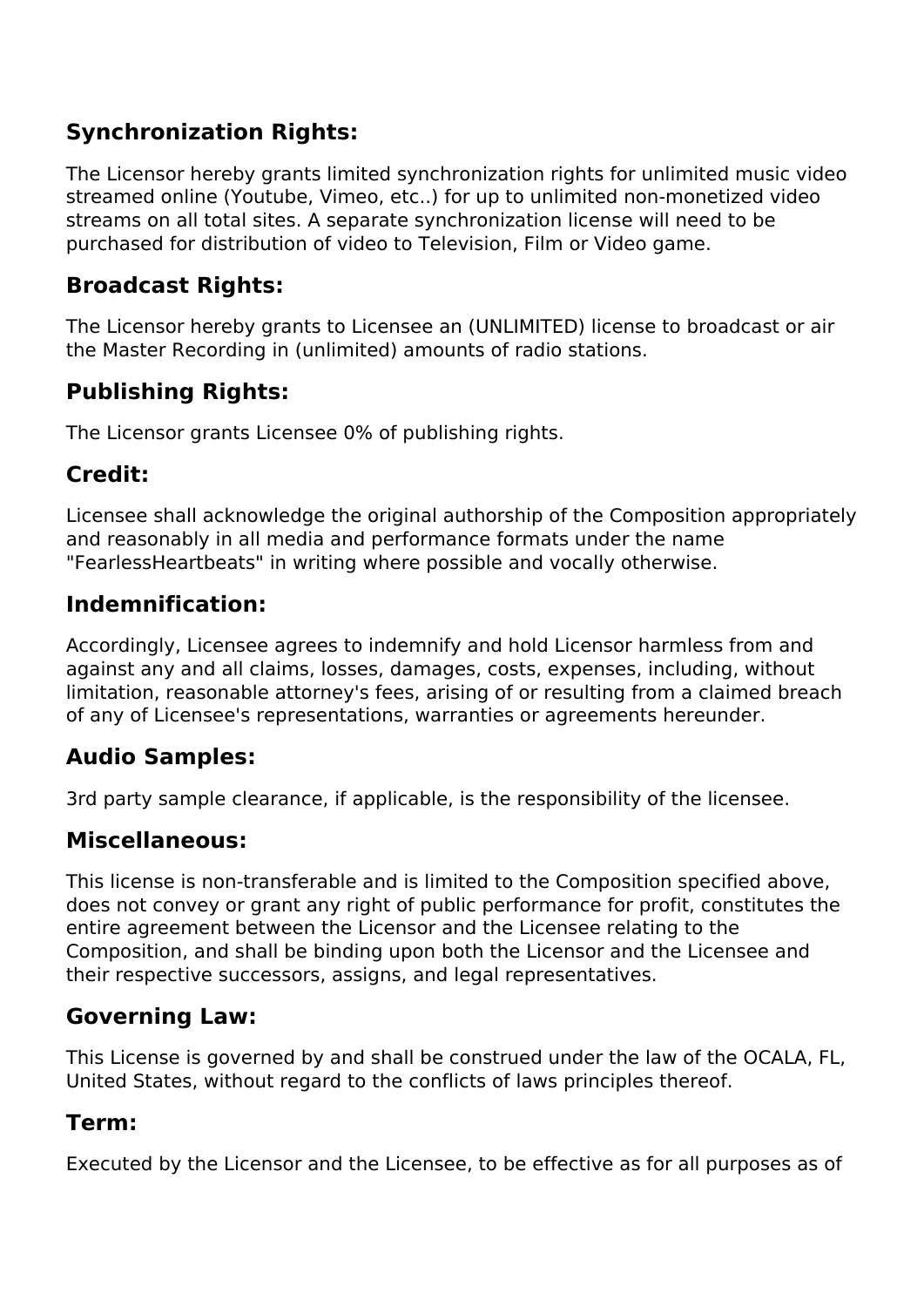## Synchronization Rights:

The Licensor hereby grants limited synchronization rights for unlimited music video streamed online (Youtube, Vimeo, etc..) for up to unlimited non-monetized video streams on all total sites. A separate synchronization license will need to be purchased for distribution of video to Television, Film or Video game.

## Broadcast Rights:

The Licensor hereby grants to Licensee an (UNLIMITED) license to broadcast or air the Master Recording in (unlimited) amounts of radio stations.

## Publishing Rights:

The Licensor grants Licensee 0% of publishing rights.

## Credit:

Licensee shall acknowledge the original authorship of the Composition appropriately and reasonably in all media and performance formats under the name "FearlessHeartbeats" in writing where possible and vocally otherwise.

## Indemnification:

Accordingly, Licensee agrees to indemnify and hold Licensor harmless from and against any and all claims, losses, damages, costs, expenses, including, without limitation, reasonable attorney's fees, arising of or resulting from a claimed breach of any of Licensee's representations, warranties or agreements hereunder.

## Audio Samples:

3rd party sample clearance, if applicable, is the responsibility of the licensee.

## Miscellaneous:

This license is non-transferable and is limited to the Composition specified above, does not convey or grant any right of public performance for profit, constitutes the entire agreement between the Licensor and the Licensee relating to the Composition, and shall be binding upon both the Licensor and the Licensee and their respective successors, assigns, and legal representatives.

## Governing Law:

This License is governed by and shall be construed under the law of the OCALA, FL, United States, without regard to the conflicts of laws principles thereof.

## Term:

Executed by the Licensor and the Licensee, to be effective as for all purposes as of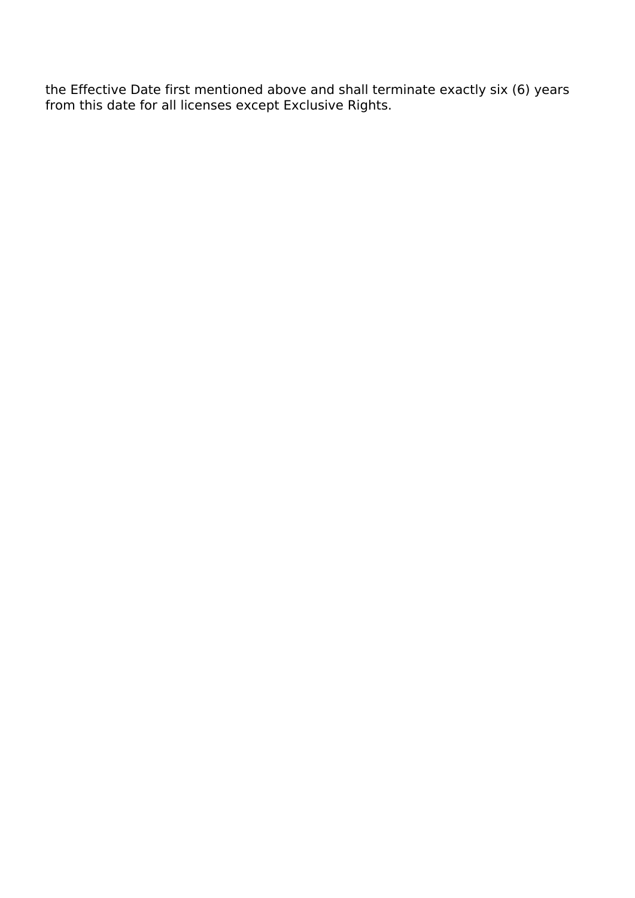the Effective Date first mentioned above and shall terminate exactly six (6) years from this date for all licenses except Exclusive Rights.